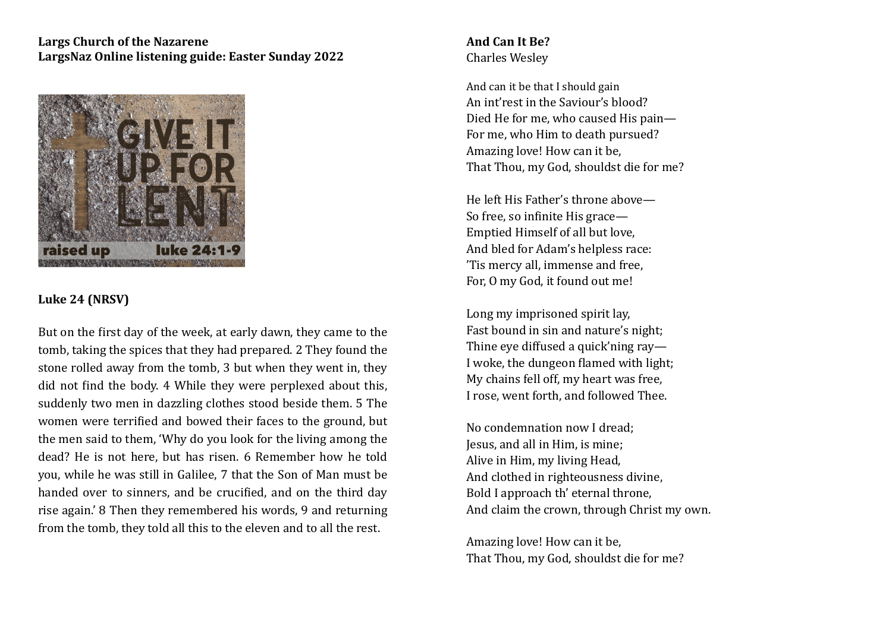**Largs Church of the Nazarene**
**LargsNaz Online listening guide: Easter Sunday 2022**

## Luke 24 (NRSV)

But on the first day of the week, at early dawn, they came to the tomb, taking the spices that they had prepared. 2 They found the stone rolled away from the tomb, 3 but when they went in, they did not find the body. 4 While they were perplexed about this, suddenly two men in dazzling clothes stood beside them. 5 The women were terrified and bowed their faces to the ground, but the men said to them, 'Why do you look for the living among the dead? He is not here, but has risen. 6 Remember how he told you, while he was still in Galilee, 7 that the Son of Man must be handed over to sinners, and be crucified, and on the third day rise again.' 8 Then they remembered his words, 9 and returning from the tomb, they told all this to the eleven and to all the rest.

## And Can It Be?

Charles Wesley

And can it be that I should gain
An int'rest in the Saviour's blood?
Died He for me, who caused His pain—
For me, who Him to death pursued?
Amazing love! How can it be,
That Thou, my God, shouldst die for me?

He left His Father's throne above—
So free, so infinite His grace—
Emptied Himself of all but love,
And bled for Adam's helpless race:
'Tis mercy all, immense and free,
For, O my God, it found out me!

Long my imprisoned spirit lay,
Fast bound in sin and nature's night;
Thine eye diffused a quick'ning ray—
I woke, the dungeon flamed with light;
My chains fell off, my heart was free,
I rose, went forth, and followed Thee.

No condemnation now I dread;
Jesus, and all in Him, is mine;
Alive in Him, my living Head,
And clothed in righteousness divine,
Bold I approach th' eternal throne,
And claim the crown, through Christ my own.

Amazing love! How can it be,
That Thou, my God, shouldst die for me?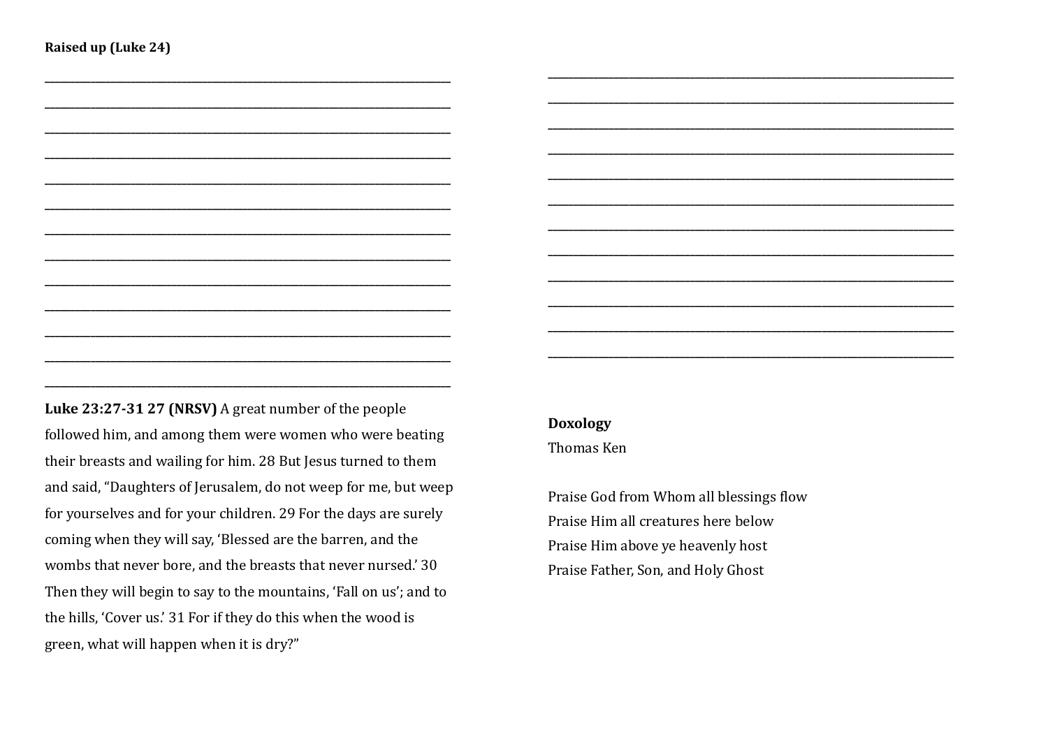**Raised up (Luke 24)**

\_\_\_\_\_\_\_\_\_\_\_\_\_\_\_\_\_\_\_\_\_\_\_\_\_\_\_\_\_\_\_\_\_\_\_\_\_\_\_\_\_\_\_\_\_\_\_\_\_\_\_\_\_\_\_\_\_\_\_\_\_\_\_\_\_\_\_\_

\_\_\_\_\_\_\_\_\_\_\_\_\_\_\_\_\_\_\_\_\_\_\_\_\_\_\_\_\_\_\_\_\_\_\_\_\_\_\_\_\_\_\_\_\_\_\_\_\_\_\_\_\_\_\_\_\_\_\_\_\_\_\_\_\_\_\_\_

\_\_\_\_\_\_\_\_\_\_\_\_\_\_\_\_\_\_\_\_\_\_\_\_\_\_\_\_\_\_\_\_\_\_\_\_\_\_\_\_\_\_\_\_\_\_\_\_\_\_\_\_\_\_\_\_\_\_\_\_\_\_\_\_\_\_\_\_

\_\_\_\_\_\_\_\_\_\_\_\_\_\_\_\_\_\_\_\_\_\_\_\_\_\_\_\_\_\_\_\_\_\_\_\_\_\_\_\_\_\_\_\_\_\_\_\_\_\_\_\_\_\_\_\_\_\_\_\_\_\_\_\_\_\_\_\_

\_\_\_\_\_\_\_\_\_\_\_\_\_\_\_\_\_\_\_\_\_\_\_\_\_\_\_\_\_\_\_\_\_\_\_\_\_\_\_\_\_\_\_\_\_\_\_\_\_\_\_\_\_\_\_\_\_\_\_\_\_\_\_\_\_\_\_\_

\_\_\_\_\_\_\_\_\_\_\_\_\_\_\_\_\_\_\_\_\_\_\_\_\_\_\_\_\_\_\_\_\_\_\_\_\_\_\_\_\_\_\_\_\_\_\_\_\_\_\_\_\_\_\_\_\_\_\_\_\_\_\_\_\_\_\_\_

\_\_\_\_\_\_\_\_\_\_\_\_\_\_\_\_\_\_\_\_\_\_\_\_\_\_\_\_\_\_\_\_\_\_\_\_\_\_\_\_\_\_\_\_\_\_\_\_\_\_\_\_\_\_\_\_\_\_\_\_\_\_\_\_\_\_\_\_

\_\_\_\_\_\_\_\_\_\_\_\_\_\_\_\_\_\_\_\_\_\_\_\_\_\_\_\_\_\_\_\_\_\_\_\_\_\_\_\_\_\_\_\_\_\_\_\_\_\_\_\_\_\_\_\_\_\_\_\_\_\_\_\_\_\_\_\_

\_\_\_\_\_\_\_\_\_\_\_\_\_\_\_\_\_\_\_\_\_\_\_\_\_\_\_\_\_\_\_\_\_\_\_\_\_\_\_\_\_\_\_\_\_\_\_\_\_\_\_\_\_\_\_\_\_\_\_\_\_\_\_\_\_\_\_\_

\_\_\_\_\_\_\_\_\_\_\_\_\_\_\_\_\_\_\_\_\_\_\_\_\_\_\_\_\_\_\_\_\_\_\_\_\_\_\_\_\_\_\_\_\_\_\_\_\_\_\_\_\_\_\_\_\_\_\_\_\_\_\_\_\_\_\_\_

\_\_\_\_\_\_\_\_\_\_\_\_\_\_\_\_\_\_\_\_\_\_\_\_\_\_\_\_\_\_\_\_\_\_\_\_\_\_\_\_\_\_\_\_\_\_\_\_\_\_\_\_\_\_\_\_\_\_\_\_\_\_\_\_\_\_\_\_

\_\_\_\_\_\_\_\_\_\_\_\_\_\_\_\_\_\_\_\_\_\_\_\_\_\_\_\_\_\_\_\_\_\_\_\_\_\_\_\_\_\_\_\_\_\_\_\_\_\_\_\_\_\_\_\_\_\_\_\_\_\_\_\_\_\_\_\_

\_\_\_\_\_\_\_\_\_\_\_\_\_\_\_\_\_\_\_\_\_\_\_\_\_\_\_\_\_\_\_\_\_\_\_\_\_\_\_\_\_\_\_\_\_\_\_\_\_\_\_\_\_\_\_\_\_\_\_\_\_\_\_\_\_\_\_\_

**Luke 23:27-31 27 (NRSV)** A great number of the people followed him, and among them were women who were beating their breasts and wailing for him. 28 But Jesus turned to them and said, "Daughters of Jerusalem, do not weep for me, but weep for yourselves and for your children. 29 For the days are surely coming when they will say, 'Blessed are the barren, and the wombs that never bore, and the breasts that never nursed.' 30 Then they will begin to say to the mountains, 'Fall on us'; and to the hills, 'Cover us.' 31 For if they do this when the wood is green, what will happen when it is dry?"

\_\_\_\_\_\_\_\_\_\_\_\_\_\_\_\_\_\_\_\_\_\_\_\_\_\_\_\_\_\_\_\_\_\_\_\_\_\_\_\_\_\_\_\_\_\_\_\_\_\_\_\_\_\_\_\_\_\_\_\_\_\_\_\_\_\_\_\_

\_\_\_\_\_\_\_\_\_\_\_\_\_\_\_\_\_\_\_\_\_\_\_\_\_\_\_\_\_\_\_\_\_\_\_\_\_\_\_\_\_\_\_\_\_\_\_\_\_\_\_\_\_\_\_\_\_\_\_\_\_\_\_\_\_\_\_\_

\_\_\_\_\_\_\_\_\_\_\_\_\_\_\_\_\_\_\_\_\_\_\_\_\_\_\_\_\_\_\_\_\_\_\_\_\_\_\_\_\_\_\_\_\_\_\_\_\_\_\_\_\_\_\_\_\_\_\_\_\_\_\_\_\_\_\_\_

\_\_\_\_\_\_\_\_\_\_\_\_\_\_\_\_\_\_\_\_\_\_\_\_\_\_\_\_\_\_\_\_\_\_\_\_\_\_\_\_\_\_\_\_\_\_\_\_\_\_\_\_\_\_\_\_\_\_\_\_\_\_\_\_\_\_\_\_

\_\_\_\_\_\_\_\_\_\_\_\_\_\_\_\_\_\_\_\_\_\_\_\_\_\_\_\_\_\_\_\_\_\_\_\_\_\_\_\_\_\_\_\_\_\_\_\_\_\_\_\_\_\_\_\_\_\_\_\_\_\_\_\_\_\_\_\_

\_\_\_\_\_\_\_\_\_\_\_\_\_\_\_\_\_\_\_\_\_\_\_\_\_\_\_\_\_\_\_\_\_\_\_\_\_\_\_\_\_\_\_\_\_\_\_\_\_\_\_\_\_\_\_\_\_\_\_\_\_\_\_\_\_\_\_\_

\_\_\_\_\_\_\_\_\_\_\_\_\_\_\_\_\_\_\_\_\_\_\_\_\_\_\_\_\_\_\_\_\_\_\_\_\_\_\_\_\_\_\_\_\_\_\_\_\_\_\_\_\_\_\_\_\_\_\_\_\_\_\_\_\_\_\_\_

\_\_\_\_\_\_\_\_\_\_\_\_\_\_\_\_\_\_\_\_\_\_\_\_\_\_\_\_\_\_\_\_\_\_\_\_\_\_\_\_\_\_\_\_\_\_\_\_\_\_\_\_\_\_\_\_\_\_\_\_\_\_\_\_\_\_\_\_

\_\_\_\_\_\_\_\_\_\_\_\_\_\_\_\_\_\_\_\_\_\_\_\_\_\_\_\_\_\_\_\_\_\_\_\_\_\_\_\_\_\_\_\_\_\_\_\_\_\_\_\_\_\_\_\_\_\_\_\_\_\_\_\_\_\_\_\_

\_\_\_\_\_\_\_\_\_\_\_\_\_\_\_\_\_\_\_\_\_\_\_\_\_\_\_\_\_\_\_\_\_\_\_\_\_\_\_\_\_\_\_\_\_\_\_\_\_\_\_\_\_\_\_\_\_\_\_\_\_\_\_\_\_\_\_\_

\_\_\_\_\_\_\_\_\_\_\_\_\_\_\_\_\_\_\_\_\_\_\_\_\_\_\_\_\_\_\_\_\_\_\_\_\_\_\_\_\_\_\_\_\_\_\_\_\_\_\_\_\_\_\_\_\_\_\_\_\_\_\_\_\_\_\_\_

\_\_\_\_\_\_\_\_\_\_\_\_\_\_\_\_\_\_\_\_\_\_\_\_\_\_\_\_\_\_\_\_\_\_\_\_\_\_\_\_\_\_\_\_\_\_\_\_\_\_\_\_\_\_\_\_\_\_\_\_\_\_\_\_\_\_\_\_

**Doxology**
Thomas Ken

Praise God from Whom all blessings flow
Praise Him all creatures here below
Praise Him above ye heavenly host
Praise Father, Son, and Holy Ghost